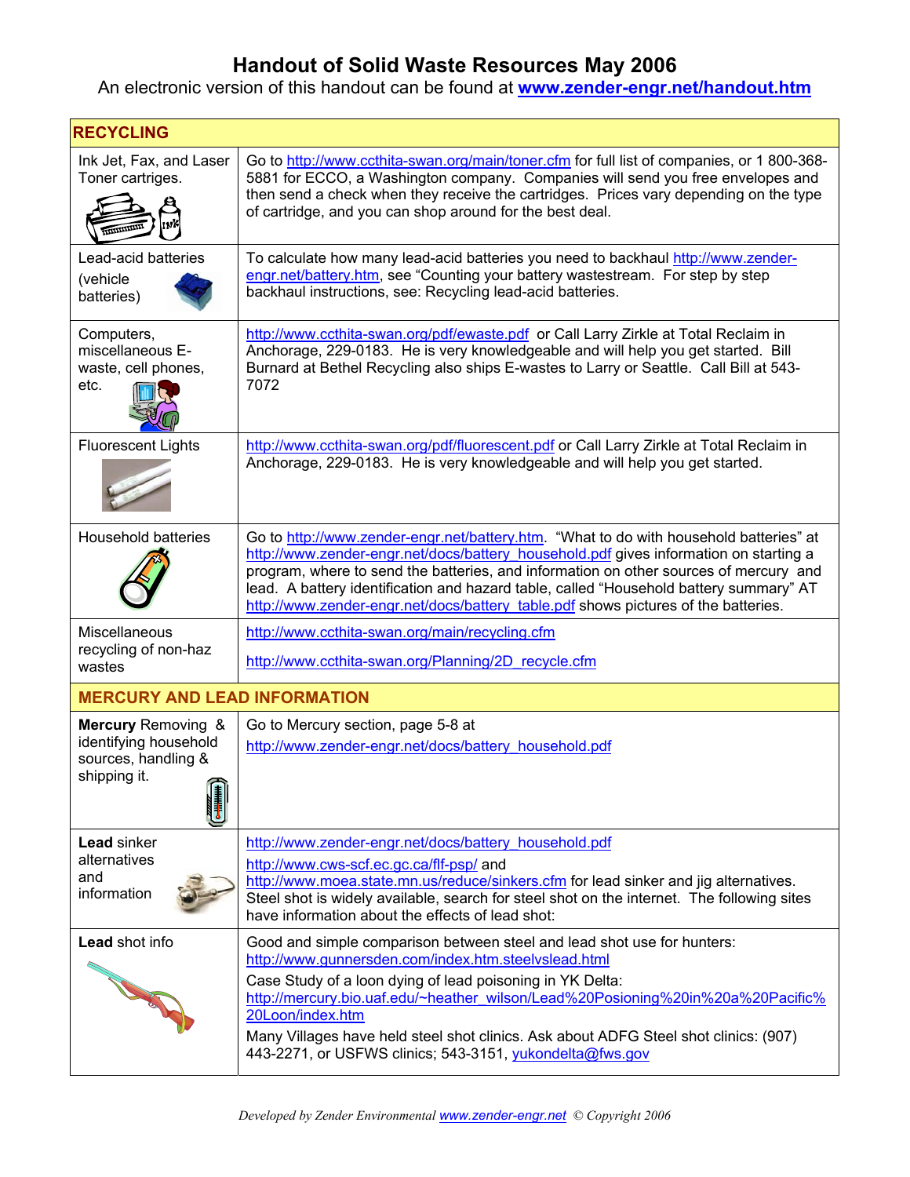# Handout of Solid Waste Resources May 2006

An electronic version of this handout can be found at **www.zender-engr.net/handout.htm**

| RECYCLING | |
|---|---|
| Ink Jet, Fax, and Laser Toner cartridges. | Go to http://www.ccthita-swan.org/main/toner.cfm for full list of companies, or 1 800-368-5881 for ECCO, a Washington company. Companies will send you free envelopes and then send a check when they receive the cartridges. Prices vary depending on the type of cartridge, and you can shop around for the best deal. |
| Lead-acid batteries (vehicle batteries) | To calculate how many lead-acid batteries you need to backhaul http://www.zender-engr.net/battery.htm, see "Counting your battery wastestream. For step by step backhaul instructions, see: Recycling lead-acid batteries. |
| Computers, miscellaneous E-waste, cell phones, etc. | http://www.ccthita-swan.org/pdf/ewaste.pdf or Call Larry Zirkle at Total Reclaim in Anchorage, 229-0183. He is very knowledgeable and will help you get started. Bill Burnard at Bethel Recycling also ships E-wastes to Larry or Seattle. Call Bill at 543-7072 |
| Fluorescent Lights | http://www.ccthita-swan.org/pdf/fluorescent.pdf or Call Larry Zirkle at Total Reclaim in Anchorage, 229-0183. He is very knowledgeable and will help you get started. |
| Household batteries | Go to http://www.zender-engr.net/battery.htm. "What to do with household batteries" at http://www.zender-engr.net/docs/battery_household.pdf gives information on starting a program, where to send the batteries, and information on other sources of mercury and lead. A battery identification and hazard table, called "Household battery summary" AT http://www.zender-engr.net/docs/battery_table.pdf shows pictures of the batteries. |
| Miscellaneous recycling of non-haz wastes | http://www.ccthita-swan.org/main/recycling.cfm<br><br>http://www.ccthita-swan.org/Planning/2D_recycle.cfm |
| **MERCURY AND LEAD INFORMATION** | |
| **Mercury** Removing & identifying household sources, handling & shipping it. | Go to Mercury section, page 5-8 at<br>http://www.zender-engr.net/docs/battery_household.pdf |
| **Lead** sinker alternatives and information | http://www.zender-engr.net/docs/battery_household.pdf<br>http://www.cws-scf.ec.gc.ca/flf-psp/ and<br>http://www.moea.state.mn.us/reduce/sinkers.cfm for lead sinker and jig alternatives. Steel shot is widely available, search for steel shot on the internet. The following sites have information about the effects of lead shot: |
| **Lead** shot info | Good and simple comparison between steel and lead shot use for hunters:<br>http://www.gunnersden.com/index.htm.steelvslead.html<br>Case Study of a loon dying of lead poisoning in YK Delta:<br>http://mercury.bio.uaf.edu/~heather_wilson/Lead%20Posioning%20in%20a%20Pacific%20Loon/index.htm<br>Many Villages have held steel shot clinics. Ask about ADFG Steel shot clinics: (907) 443-2271, or USFWS clinics; 543-3151, yukondelta@fws.gov |

*Developed by Zender Environmental www.zender-engr.net © Copyright 2006*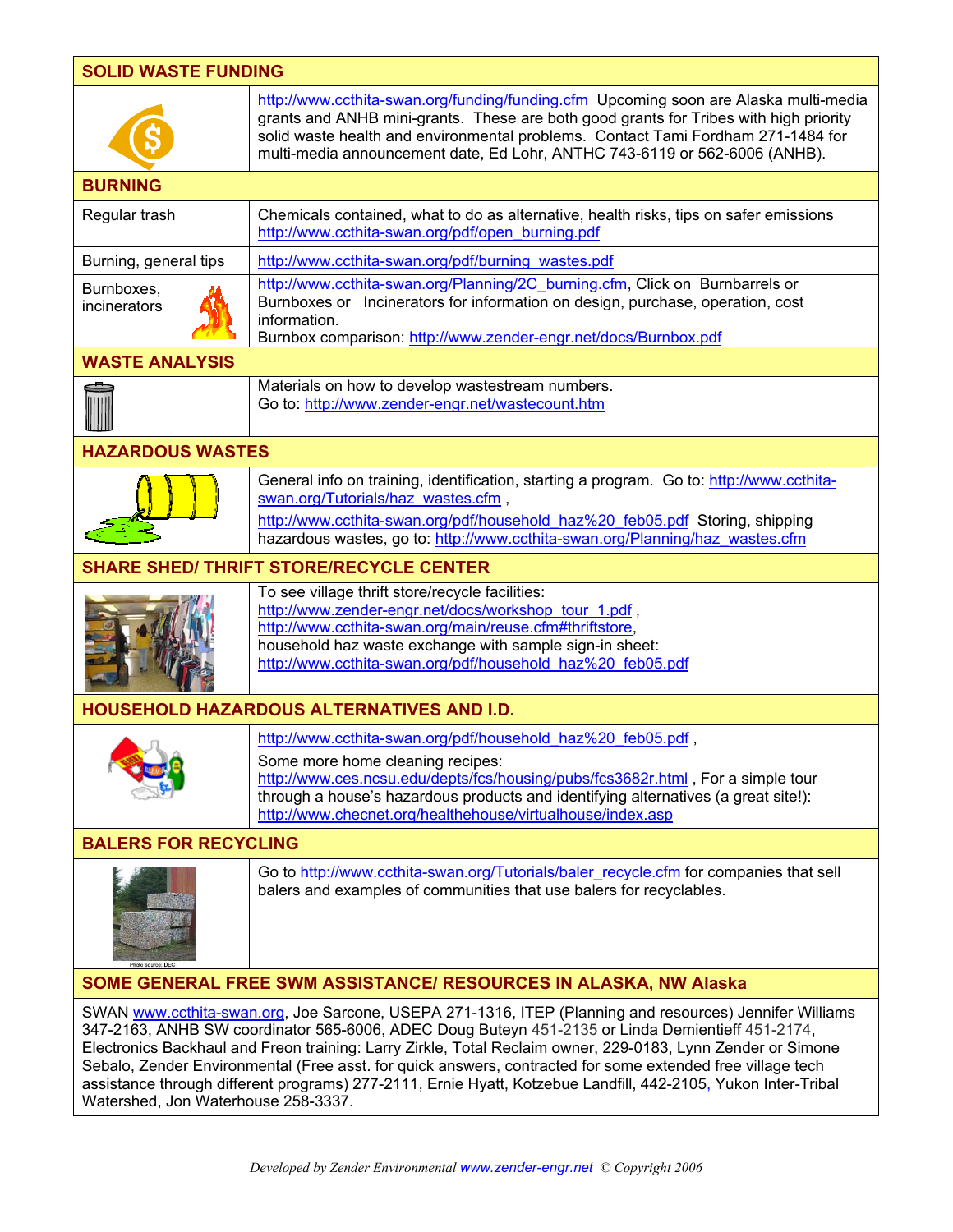| | |
|---|---|
| **SOLID WASTE FUNDING** | |
| | http://www.ccthita-swan.org/funding/funding.cfm Upcoming soon are Alaska multi-media grants and ANHB mini-grants. These are both good grants for Tribes with high priority solid waste health and environmental problems. Contact Tami Fordham 271-1484 for multi-media announcement date, Ed Lohr, ANTHC 743-6119 or 562-6006 (ANHB). |
| **BURNING** | |
| Regular trash | Chemicals contained, what to do as alternative, health risks, tips on safer emissions http://www.ccthita-swan.org/pdf/open_burning.pdf |
| Burning, general tips | http://www.ccthita-swan.org/pdf/burning_wastes.pdf |
| Burnboxes, incinerators | http://www.ccthita-swan.org/Planning/2C_burning.cfm, Click on Burnbarrels or Burnboxes or Incinerators for information on design, purchase, operation, cost information. Burnbox comparison: http://www.zender-engr.net/docs/Burnbox.pdf |
| **WASTE ANALYSIS** | |
| | Materials on how to develop wastestream numbers. Go to: http://www.zender-engr.net/wastecount.htm |
| **HAZARDOUS WASTES** | |
| | General info on training, identification, starting a program. Go to: http://www.ccthita-swan.org/Tutorials/haz_wastes.cfm , http://www.ccthita-swan.org/pdf/household_haz%20_feb05.pdf Storing, shipping hazardous wastes, go to: http://www.ccthita-swan.org/Planning/haz_wastes.cfm |
| **SHARE SHED/ THRIFT STORE/RECYCLE CENTER** | |
| | To see village thrift store/recycle facilities: http://www.zender-engr.net/docs/workshop_tour_1.pdf , http://www.ccthita-swan.org/main/reuse.cfm#thriftstore, household haz waste exchange with sample sign-in sheet: http://www.ccthita-swan.org/pdf/household_haz%20_feb05.pdf |
| **HOUSEHOLD HAZARDOUS ALTERNATIVES AND I.D.** | |
| | http://www.ccthita-swan.org/pdf/household_haz%20_feb05.pdf , Some more home cleaning recipes: http://www.ces.ncsu.edu/depts/fcs/housing/pubs/fcs3682r.html , For a simple tour through a house's hazardous products and identifying alternatives (a great site!): http://www.checnet.org/healthehouse/virtualhouse/index.asp |
| **BALERS FOR RECYCLING** | |
| Photo source: DEC | Go to http://www.ccthita-swan.org/Tutorials/baler_recycle.cfm for companies that sell balers and examples of communities that use balers for recyclables. |
| **SOME GENERAL FREE SWM ASSISTANCE/ RESOURCES IN ALASKA, NW Alaska** | |
| SWAN www.ccthita-swan.org, Joe Sarcone, USEPA 271-1316, ITEP (Planning and resources) Jennifer Williams 347-2163, ANHB SW coordinator 565-6006, ADEC Doug Buteyn 451-2135 or Linda Demientieff 451-2174, Electronics Backhaul and Freon training: Larry Zirkle, Total Reclaim owner, 229-0183, Lynn Zender or Simone Sebalo, Zender Environmental (Free asst. for quick answers, contracted for some extended free village tech assistance through different programs) 277-2111, Ernie Hyatt, Kotzebue Landfill, 442-2105, Yukon Inter-Tribal Watershed, Jon Waterhouse 258-3337. | |

*Developed by Zender Environmental* www.zender-engr.net *© Copyright 2006*